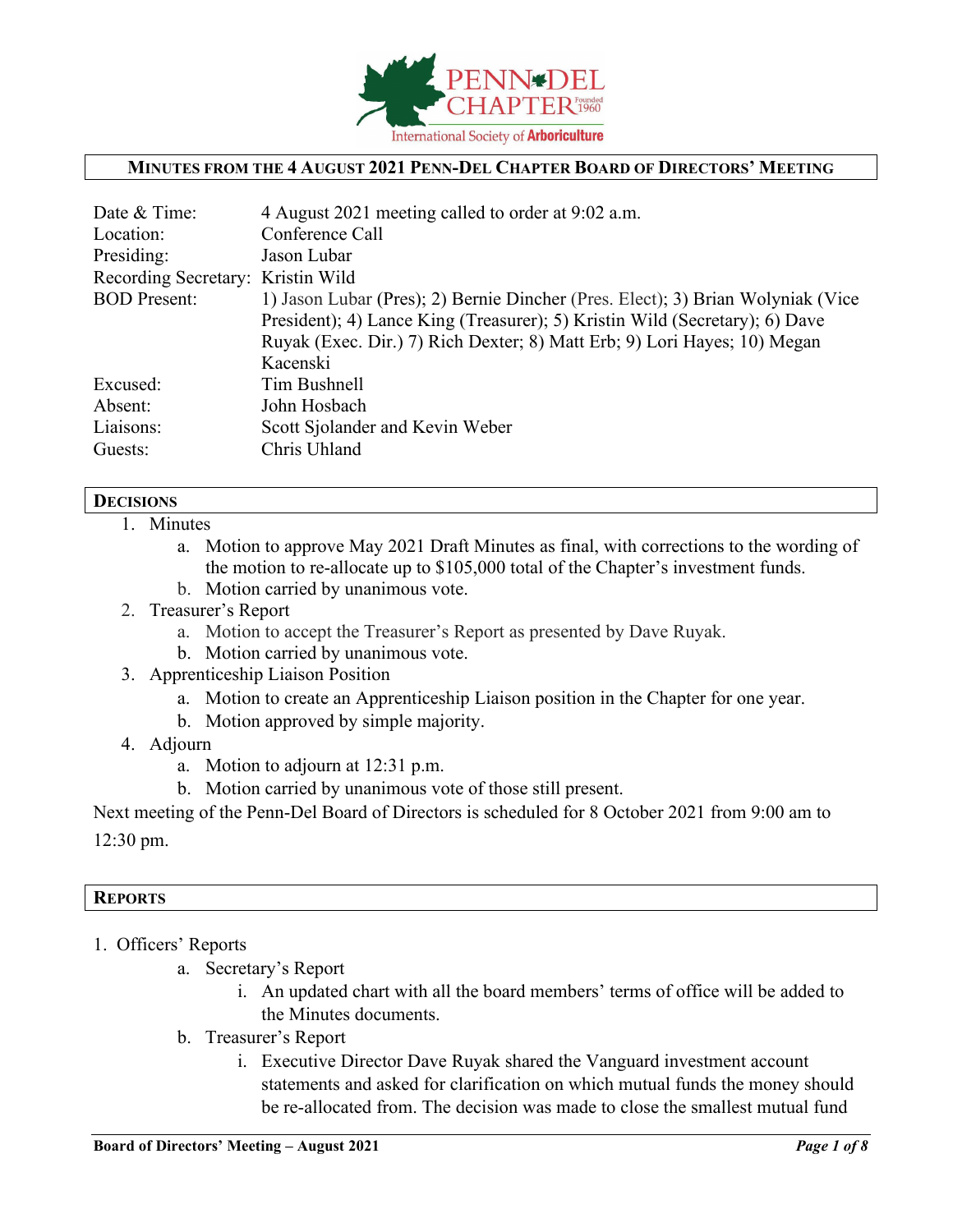PENN DEL CHAPTER Founded 1960

International Society of Arboriculture

## MINUTES FROM THE 4 AUGUST 2021 PENN-DEL CHAPTER BOARD OF DIRECTORS' MEETING

| | |
|---|---|
| Date & Time: | 4 August 2021 meeting called to order at 9:02 a.m. |
| Location: | Conference Call |
| Presiding: | Jason Lubar |
| Recording Secretary: | Kristin Wild |
| BOD Present: | 1) Jason Lubar (Pres); 2) Bernie Dincher (Pres. Elect); 3) Brian Wolyniak (Vice President); 4) Lance King (Treasurer); 5) Kristin Wild (Secretary); 6) Dave Ruyak (Exec. Dir.) 7) Rich Dexter; 8) Matt Erb; 9) Lori Hayes; 10) Megan Kacenski |
| Excused: | Tim Bushnell |
| Absent: | John Hosbach |
| Liaisons: | Scott Sjolander and Kevin Weber |
| Guests: | Chris Uhland |

## DECISIONS

1. Minutes
   a. Motion to approve May 2021 Draft Minutes as final, with corrections to the wording of the motion to re-allocate up to $105,000 total of the Chapter's investment funds.
   b. Motion carried by unanimous vote.
2. Treasurer's Report
   a. Motion to accept the Treasurer's Report as presented by Dave Ruyak.
   b. Motion carried by unanimous vote.
3. Apprenticeship Liaison Position
   a. Motion to create an Apprenticeship Liaison position in the Chapter for one year.
   b. Motion approved by simple majority.
4. Adjourn
   a. Motion to adjourn at 12:31 p.m.
   b. Motion carried by unanimous vote of those still present.

Next meeting of the Penn-Del Board of Directors is scheduled for 8 October 2021 from 9:00 am to 12:30 pm.

## REPORTS

1. Officers' Reports
   a. Secretary's Report
      i. An updated chart with all the board members' terms of office will be added to the Minutes documents.
   b. Treasurer's Report
      i. Executive Director Dave Ruyak shared the Vanguard investment account statements and asked for clarification on which mutual funds the money should be re-allocated from. The decision was made to close the smallest mutual fund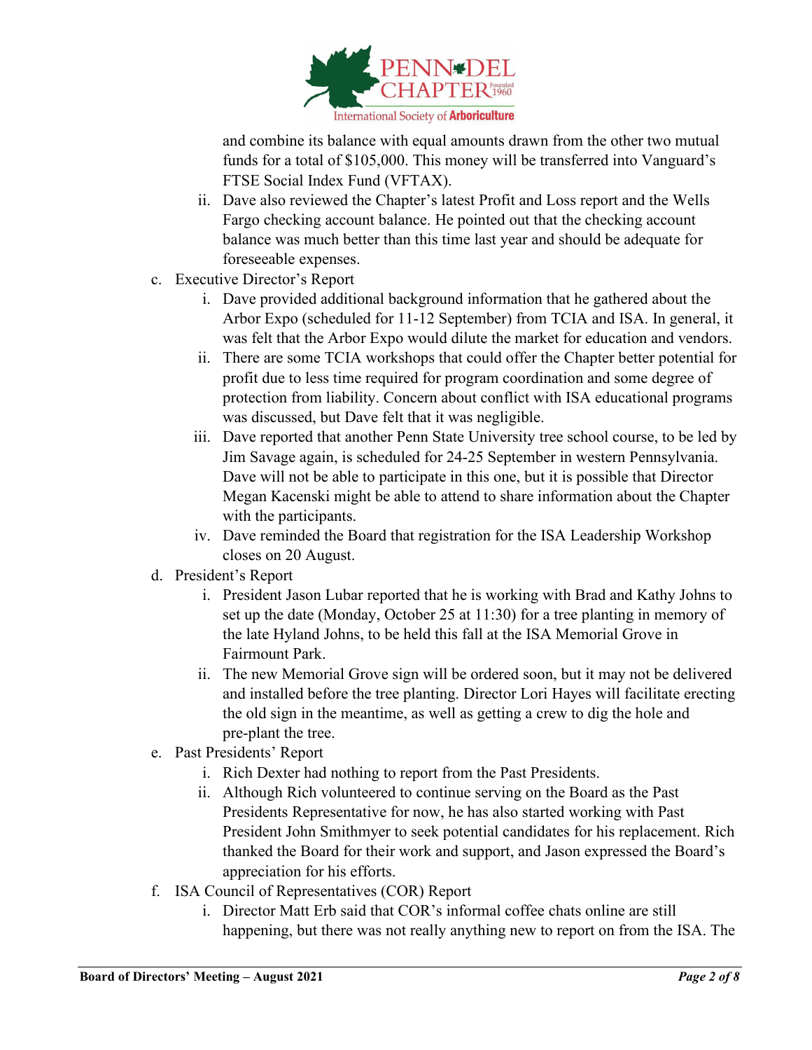and combine its balance with equal amounts drawn from the other two mutual funds for a total of $105,000. This money will be transferred into Vanguard's FTSE Social Index Fund (VFTAX).

   ii. Dave also reviewed the Chapter's latest Profit and Loss report and the Wells Fargo checking account balance. He pointed out that the checking account balance was much better than this time last year and should be adequate for foreseeable expenses.

c. Executive Director's Report

   i. Dave provided additional background information that he gathered about the Arbor Expo (scheduled for 11-12 September) from TCIA and ISA. In general, it was felt that the Arbor Expo would dilute the market for education and vendors.

   ii. There are some TCIA workshops that could offer the Chapter better potential for profit due to less time required for program coordination and some degree of protection from liability. Concern about conflict with ISA educational programs was discussed, but Dave felt that it was negligible.

   iii. Dave reported that another Penn State University tree school course, to be led by Jim Savage again, is scheduled for 24-25 September in western Pennsylvania. Dave will not be able to participate in this one, but it is possible that Director Megan Kacenski might be able to attend to share information about the Chapter with the participants.

   iv. Dave reminded the Board that registration for the ISA Leadership Workshop closes on 20 August.

d. President's Report

   i. President Jason Lubar reported that he is working with Brad and Kathy Johns to set up the date (Monday, October 25 at 11:30) for a tree planting in memory of the late Hyland Johns, to be held this fall at the ISA Memorial Grove in Fairmount Park.

   ii. The new Memorial Grove sign will be ordered soon, but it may not be delivered and installed before the tree planting. Director Lori Hayes will facilitate erecting the old sign in the meantime, as well as getting a crew to dig the hole and pre-plant the tree.

e. Past Presidents' Report

   i. Rich Dexter had nothing to report from the Past Presidents.

   ii. Although Rich volunteered to continue serving on the Board as the Past Presidents Representative for now, he has also started working with Past President John Smithmyer to seek potential candidates for his replacement. Rich thanked the Board for their work and support, and Jason expressed the Board's appreciation for his efforts.

f. ISA Council of Representatives (COR) Report

   i. Director Matt Erb said that COR's informal coffee chats online are still happening, but there was not really anything new to report on from the ISA. The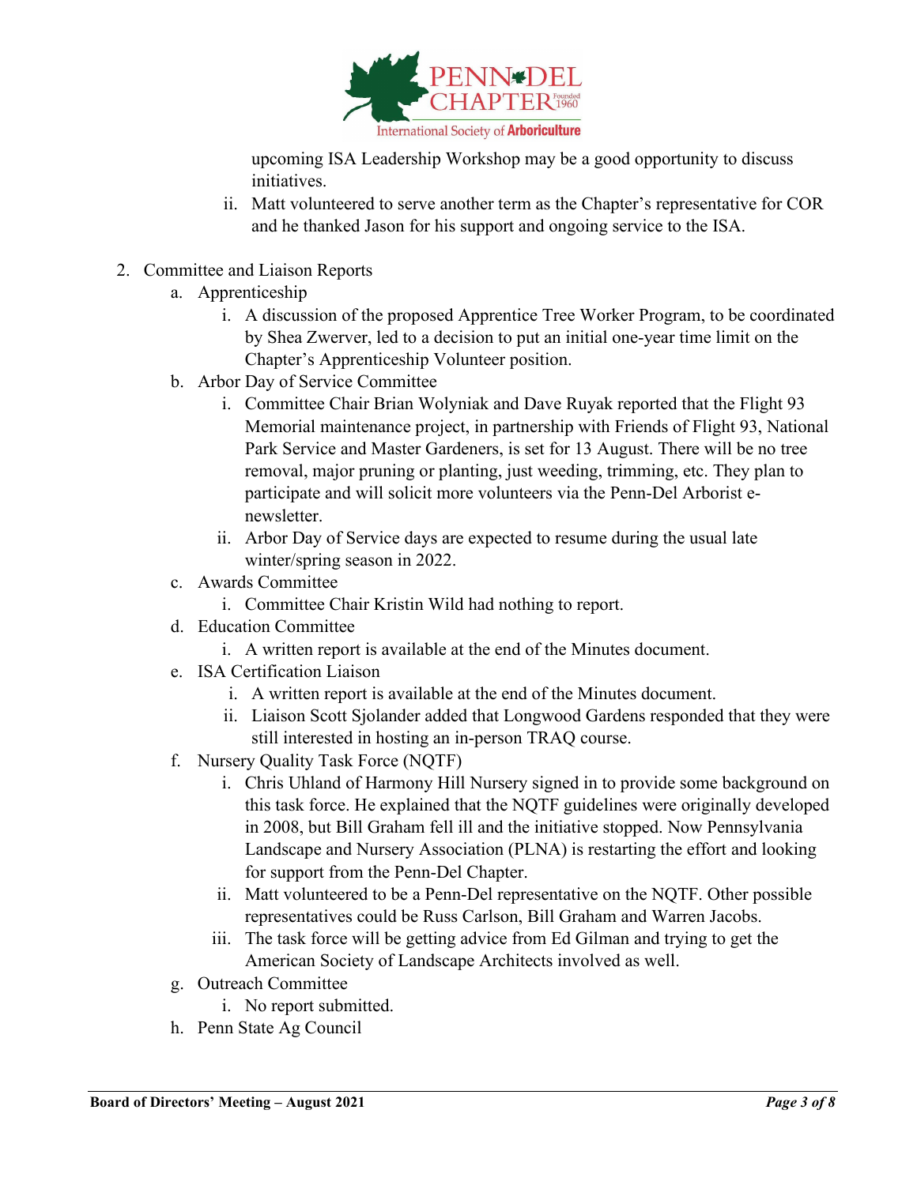upcoming ISA Leadership Workshop may be a good opportunity to discuss initiatives.

   ii. Matt volunteered to serve another term as the Chapter's representative for COR and he thanked Jason for his support and ongoing service to the ISA.

2. Committee and Liaison Reports
   a. Apprenticeship
      i. A discussion of the proposed Apprentice Tree Worker Program, to be coordinated by Shea Zwerver, led to a decision to put an initial one-year time limit on the Chapter's Apprenticeship Volunteer position.
   b. Arbor Day of Service Committee
      i. Committee Chair Brian Wolyniak and Dave Ruyak reported that the Flight 93 Memorial maintenance project, in partnership with Friends of Flight 93, National Park Service and Master Gardeners, is set for 13 August. There will be no tree removal, major pruning or planting, just weeding, trimming, etc. They plan to participate and will solicit more volunteers via the Penn-Del Arborist e-newsletter.
      ii. Arbor Day of Service days are expected to resume during the usual late winter/spring season in 2022.
   c. Awards Committee
      i. Committee Chair Kristin Wild had nothing to report.
   d. Education Committee
      i. A written report is available at the end of the Minutes document.
   e. ISA Certification Liaison
      i. A written report is available at the end of the Minutes document.
      ii. Liaison Scott Sjolander added that Longwood Gardens responded that they were still interested in hosting an in-person TRAQ course.
   f. Nursery Quality Task Force (NQTF)
      i. Chris Uhland of Harmony Hill Nursery signed in to provide some background on this task force. He explained that the NQTF guidelines were originally developed in 2008, but Bill Graham fell ill and the initiative stopped. Now Pennsylvania Landscape and Nursery Association (PLNA) is restarting the effort and looking for support from the Penn-Del Chapter.
      ii. Matt volunteered to be a Penn-Del representative on the NQTF. Other possible representatives could be Russ Carlson, Bill Graham and Warren Jacobs.
      iii. The task force will be getting advice from Ed Gilman and trying to get the American Society of Landscape Architects involved as well.
   g. Outreach Committee
      i. No report submitted.
   h. Penn State Ag Council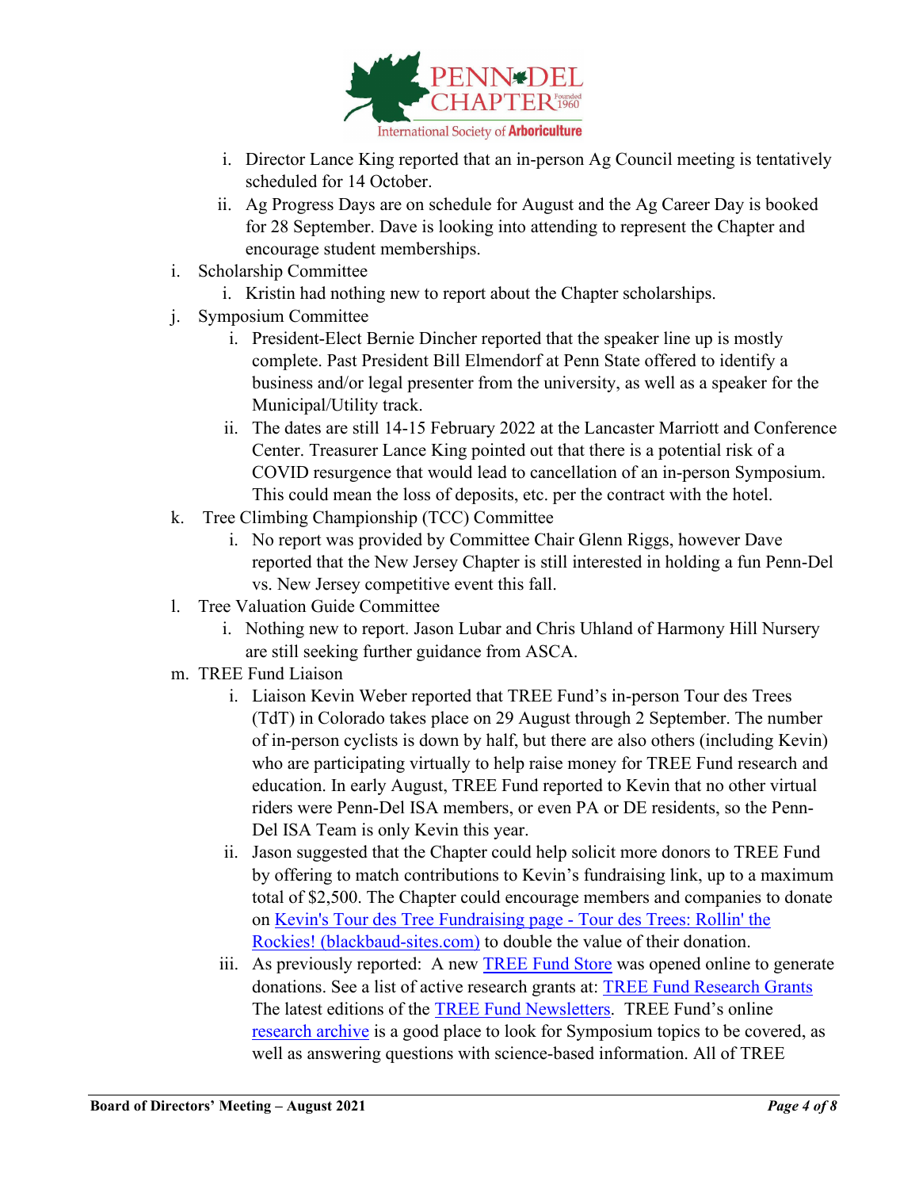i. Director Lance King reported that an in-person Ag Council meeting is tentatively scheduled for 14 October.
   ii. Ag Progress Days are on schedule for August and the Ag Career Day is booked for 28 September. Dave is looking into attending to represent the Chapter and encourage student memberships.

i. Scholarship Committee
   i. Kristin had nothing new to report about the Chapter scholarships.

j. Symposium Committee
   i. President-Elect Bernie Dincher reported that the speaker line up is mostly complete. Past President Bill Elmendorf at Penn State offered to identify a business and/or legal presenter from the university, as well as a speaker for the Municipal/Utility track.
   ii. The dates are still 14-15 February 2022 at the Lancaster Marriott and Conference Center. Treasurer Lance King pointed out that there is a potential risk of a COVID resurgence that would lead to cancellation of an in-person Symposium. This could mean the loss of deposits, etc. per the contract with the hotel.

k. Tree Climbing Championship (TCC) Committee
   i. No report was provided by Committee Chair Glenn Riggs, however Dave reported that the New Jersey Chapter is still interested in holding a fun Penn-Del vs. New Jersey competitive event this fall.

l. Tree Valuation Guide Committee
   i. Nothing new to report. Jason Lubar and Chris Uhland of Harmony Hill Nursery are still seeking further guidance from ASCA.

m. TREE Fund Liaison
   i. Liaison Kevin Weber reported that TREE Fund's in-person Tour des Trees (TdT) in Colorado takes place on 29 August through 2 September. The number of in-person cyclists is down by half, but there are also others (including Kevin) who are participating virtually to help raise money for TREE Fund research and education. In early August, TREE Fund reported to Kevin that no other virtual riders were Penn-Del ISA members, or even PA or DE residents, so the Penn-Del ISA Team is only Kevin this year.
   ii. Jason suggested that the Chapter could help solicit more donors to TREE Fund by offering to match contributions to Kevin's fundraising link, up to a maximum total of $2,500. The Chapter could encourage members and companies to donate on Kevin's Tour des Tree Fundraising page - Tour des Trees: Rollin' the Rockies! (blackbaud-sites.com) to double the value of their donation.
   iii. As previously reported: A new TREE Fund Store was opened online to generate donations. See a list of active research grants at: TREE Fund Research Grants The latest editions of the TREE Fund Newsletters. TREE Fund's online research archive is a good place to look for Symposium topics to be covered, as well as answering questions with science-based information. All of TREE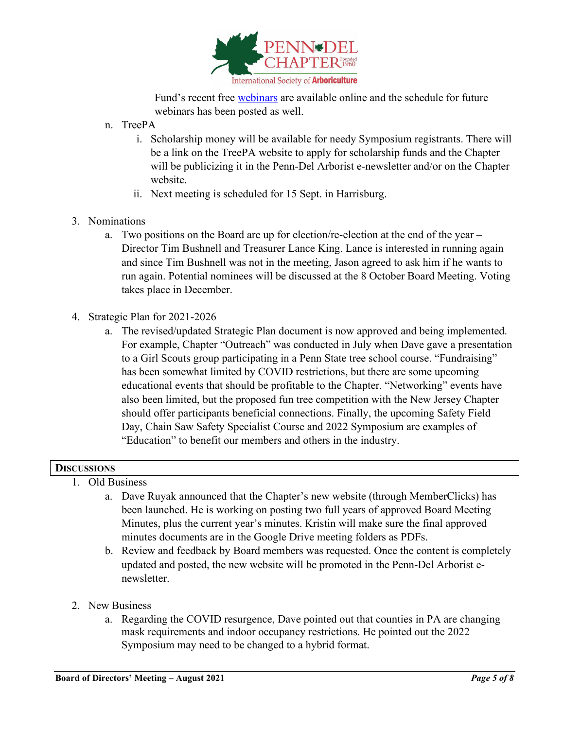Fund's recent free webinars are available online and the schedule for future webinars has been posted as well.

n. TreePA
   i. Scholarship money will be available for needy Symposium registrants. There will be a link on the TreePA website to apply for scholarship funds and the Chapter will be publicizing it in the Penn-Del Arborist e-newsletter and/or on the Chapter website.
   ii. Next meeting is scheduled for 15 Sept. in Harrisburg.

3. Nominations
   a. Two positions on the Board are up for election/re-election at the end of the year – Director Tim Bushnell and Treasurer Lance King. Lance is interested in running again and since Tim Bushnell was not in the meeting, Jason agreed to ask him if he wants to run again. Potential nominees will be discussed at the 8 October Board Meeting. Voting takes place in December.

4. Strategic Plan for 2021-2026
   a. The revised/updated Strategic Plan document is now approved and being implemented. For example, Chapter "Outreach" was conducted in July when Dave gave a presentation to a Girl Scouts group participating in a Penn State tree school course. "Fundraising" has been somewhat limited by COVID restrictions, but there are some upcoming educational events that should be profitable to the Chapter. "Networking" events have also been limited, but the proposed fun tree competition with the New Jersey Chapter should offer participants beneficial connections. Finally, the upcoming Safety Field Day, Chain Saw Safety Specialist Course and 2022 Symposium are examples of "Education" to benefit our members and others in the industry.

## DISCUSSIONS

1. Old Business
   a. Dave Ruyak announced that the Chapter's new website (through MemberClicks) has been launched. He is working on posting two full years of approved Board Meeting Minutes, plus the current year's minutes. Kristin will make sure the final approved minutes documents are in the Google Drive meeting folders as PDFs.
   b. Review and feedback by Board members was requested. Once the content is completely updated and posted, the new website will be promoted in the Penn-Del Arborist e-newsletter.

2. New Business
   a. Regarding the COVID resurgence, Dave pointed out that counties in PA are changing mask requirements and indoor occupancy restrictions. He pointed out the 2022 Symposium may need to be changed to a hybrid format.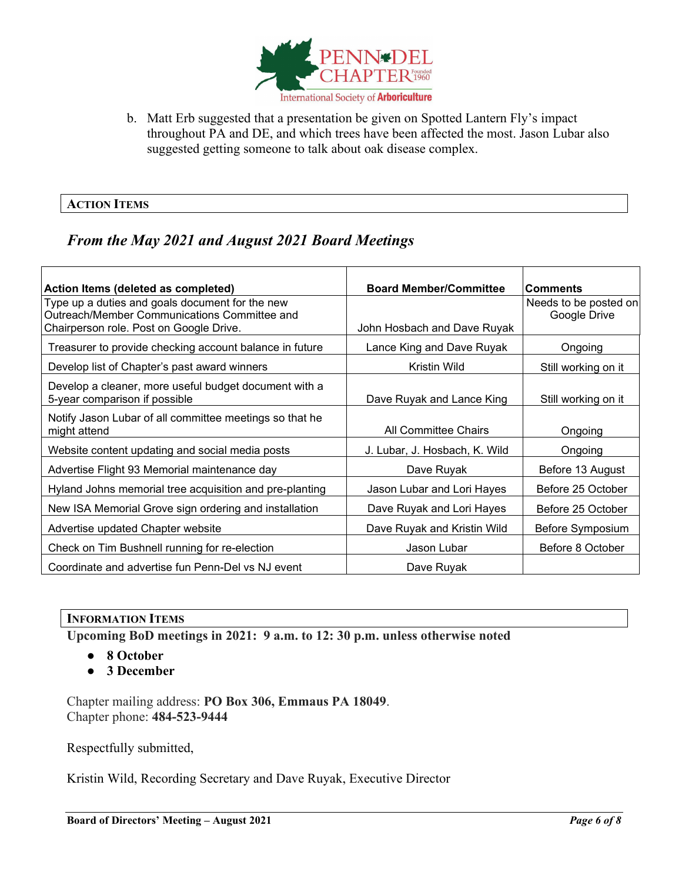b. Matt Erb suggested that a presentation be given on Spotted Lantern Fly's impact throughout PA and DE, and which trees have been affected the most. Jason Lubar also suggested getting someone to talk about oak disease complex.

## ACTION ITEMS

### *From the May 2021 and August 2021 Board Meetings*

| Action Items (deleted as completed) | Board Member/Committee | Comments |
|---|---|---|
| Type up a duties and goals document for the new Outreach/Member Communications Committee and Chairperson role. Post on Google Drive. | John Hosbach and Dave Ruyak | Needs to be posted on Google Drive |
| Treasurer to provide checking account balance in future | Lance King and Dave Ruyak | Ongoing |
| Develop list of Chapter's past award winners | Kristin Wild | Still working on it |
| Develop a cleaner, more useful budget document with a 5-year comparison if possible | Dave Ruyak and Lance King | Still working on it |
| Notify Jason Lubar of all committee meetings so that he might attend | All Committee Chairs | Ongoing |
| Website content updating and social media posts | J. Lubar, J. Hosbach, K. Wild | Ongoing |
| Advertise Flight 93 Memorial maintenance day | Dave Ruyak | Before 13 August |
| Hyland Johns memorial tree acquisition and pre-planting | Jason Lubar and Lori Hayes | Before 25 October |
| New ISA Memorial Grove sign ordering and installation | Dave Ruyak and Lori Hayes | Before 25 October |
| Advertise updated Chapter website | Dave Ruyak and Kristin Wild | Before Symposium |
| Check on Tim Bushnell running for re-election | Jason Lubar | Before 8 October |
| Coordinate and advertise fun Penn-Del vs NJ event | Dave Ruyak | |

## INFORMATION ITEMS

**Upcoming BoD meetings in 2021: 9 a.m. to 12: 30 p.m. unless otherwise noted**

- **8 October**
- **3 December**

Chapter mailing address: **PO Box 306, Emmaus PA 18049**.
Chapter phone: **484-523-9444**

Respectfully submitted,

Kristin Wild, Recording Secretary and Dave Ruyak, Executive Director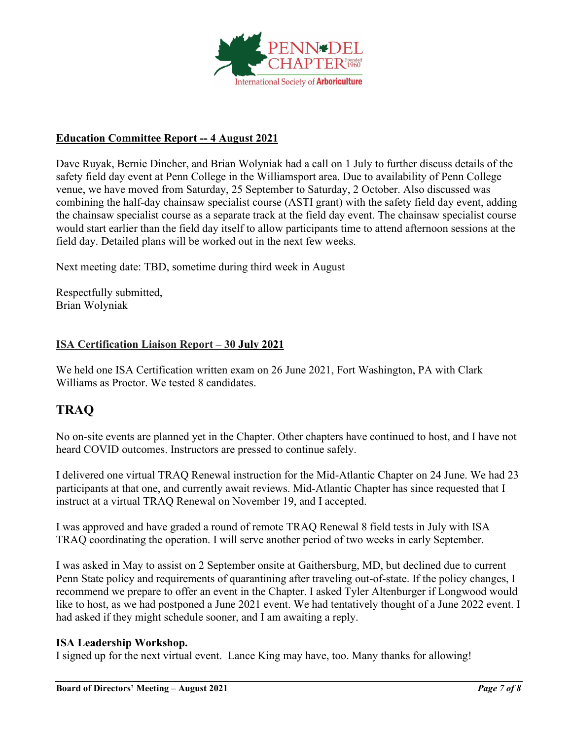**Education Committee Report -- 4 August 2021**

Dave Ruyak, Bernie Dincher, and Brian Wolyniak had a call on 1 July to further discuss details of the safety field day event at Penn College in the Williamsport area. Due to availability of Penn College venue, we have moved from Saturday, 25 September to Saturday, 2 October. Also discussed was combining the half-day chainsaw specialist course (ASTI grant) with the safety field day event, adding the chainsaw specialist course as a separate track at the field day event. The chainsaw specialist course would start earlier than the field day itself to allow participants time to attend afternoon sessions at the field day. Detailed plans will be worked out in the next few weeks.

Next meeting date: TBD, sometime during third week in August

Respectfully submitted,
Brian Wolyniak

**ISA Certification Liaison Report – 30 July 2021**

We held one ISA Certification written exam on 26 June 2021, Fort Washington, PA with Clark Williams as Proctor. We tested 8 candidates.

## TRAQ

No on-site events are planned yet in the Chapter. Other chapters have continued to host, and I have not heard COVID outcomes. Instructors are pressed to continue safely.

I delivered one virtual TRAQ Renewal instruction for the Mid-Atlantic Chapter on 24 June. We had 23 participants at that one, and currently await reviews. Mid-Atlantic Chapter has since requested that I instruct at a virtual TRAQ Renewal on November 19, and I accepted.

I was approved and have graded a round of remote TRAQ Renewal 8 field tests in July with ISA TRAQ coordinating the operation. I will serve another period of two weeks in early September.

I was asked in May to assist on 2 September onsite at Gaithersburg, MD, but declined due to current Penn State policy and requirements of quarantining after traveling out-of-state. If the policy changes, I recommend we prepare to offer an event in the Chapter. I asked Tyler Altenburger if Longwood would like to host, as we had postponed a June 2021 event. We had tentatively thought of a June 2022 event. I had asked if they might schedule sooner, and I am awaiting a reply.

**ISA Leadership Workshop.**
I signed up for the next virtual event. Lance King may have, too. Many thanks for allowing!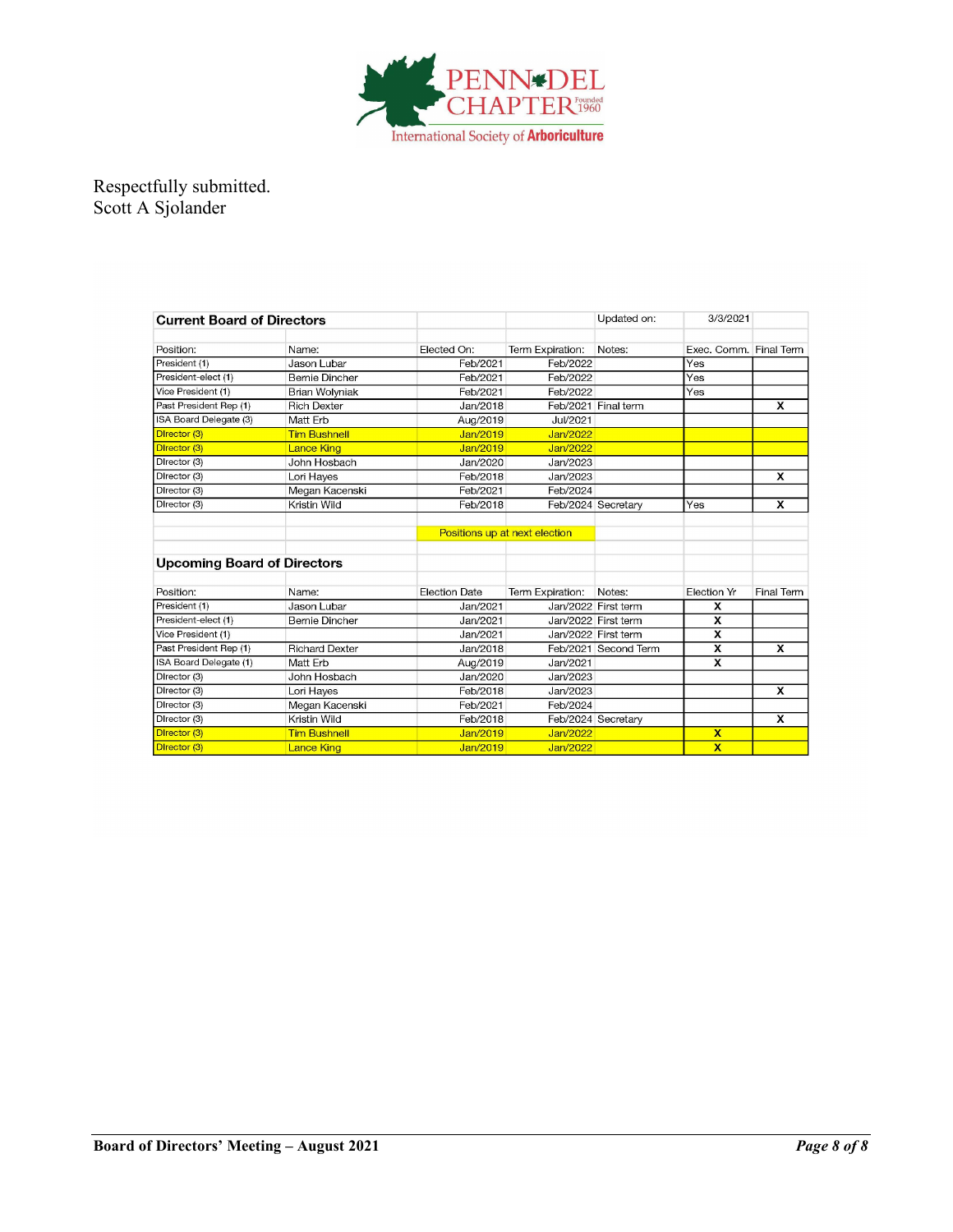Respectfully submitted.
Scott A Sjolander

**Current Board of Directors** — Updated on: 3/3/2021

| Position: | Name: | Elected On: | Term Expiration: | Notes: | Exec. Comm. | Final Term |
|---|---|---|---|---|---|---|
| President (1) | Jason Lubar | Feb/2021 | Feb/2022 | | Yes | |
| President-elect (1) | Bernie Dincher | Feb/2021 | Feb/2022 | | Yes | |
| Vice President (1) | Brian Wolyniak | Feb/2021 | Feb/2022 | | Yes | |
| Past President Rep (1) | Rich Dexter | Jan/2018 | Feb/2021 | Final term | | X |
| ISA Board Delegate (3) | Matt Erb | Aug/2019 | Jul/2021 | | | |
| DIrector (3) | Tim Bushnell | Jan/2019 | Jan/2022 | | | |
| DIrector (3) | Lance King | Jan/2019 | Jan/2022 | | | |
| DIrector (3) | John Hosbach | Jan/2020 | Jan/2023 | | | |
| DIrector (3) | Lori Hayes | Feb/2018 | Jan/2023 | | | X |
| DIrector (3) | Megan Kacenski | Feb/2021 | Feb/2024 | | | |
| DIrector (3) | Kristin Wild | Feb/2018 | Feb/2024 | Secretary | Yes | X |

Positions up at next election

**Upcoming Board of Directors**

| Position: | Name: | Election Date | Term Expiration: | Notes: | Election Yr | Final Term |
|---|---|---|---|---|---|---|
| President (1) | Jason Lubar | Jan/2021 | Jan/2022 | First term | X | |
| President-elect (1) | Bernie Dincher | Jan/2021 | Jan/2022 | First term | X | |
| Vice President (1) | | Jan/2021 | Jan/2022 | First term | X | |
| Past President Rep (1) | Richard Dexter | Jan/2018 | Feb/2021 | Second Term | X | X |
| ISA Board Delegate (1) | Matt Erb | Aug/2019 | Jan/2021 | | X | |
| DIrector (3) | John Hosbach | Jan/2020 | Jan/2023 | | | |
| DIrector (3) | Lori Hayes | Feb/2018 | Jan/2023 | | | X |
| DIrector (3) | Megan Kacenski | Feb/2021 | Feb/2024 | | | |
| DIrector (3) | Kristin Wild | Feb/2018 | Feb/2024 | Secretary | | X |
| DIrector (3) | Tim Bushnell | Jan/2019 | Jan/2022 | | X | |
| DIrector (3) | Lance King | Jan/2019 | Jan/2022 | | X | |